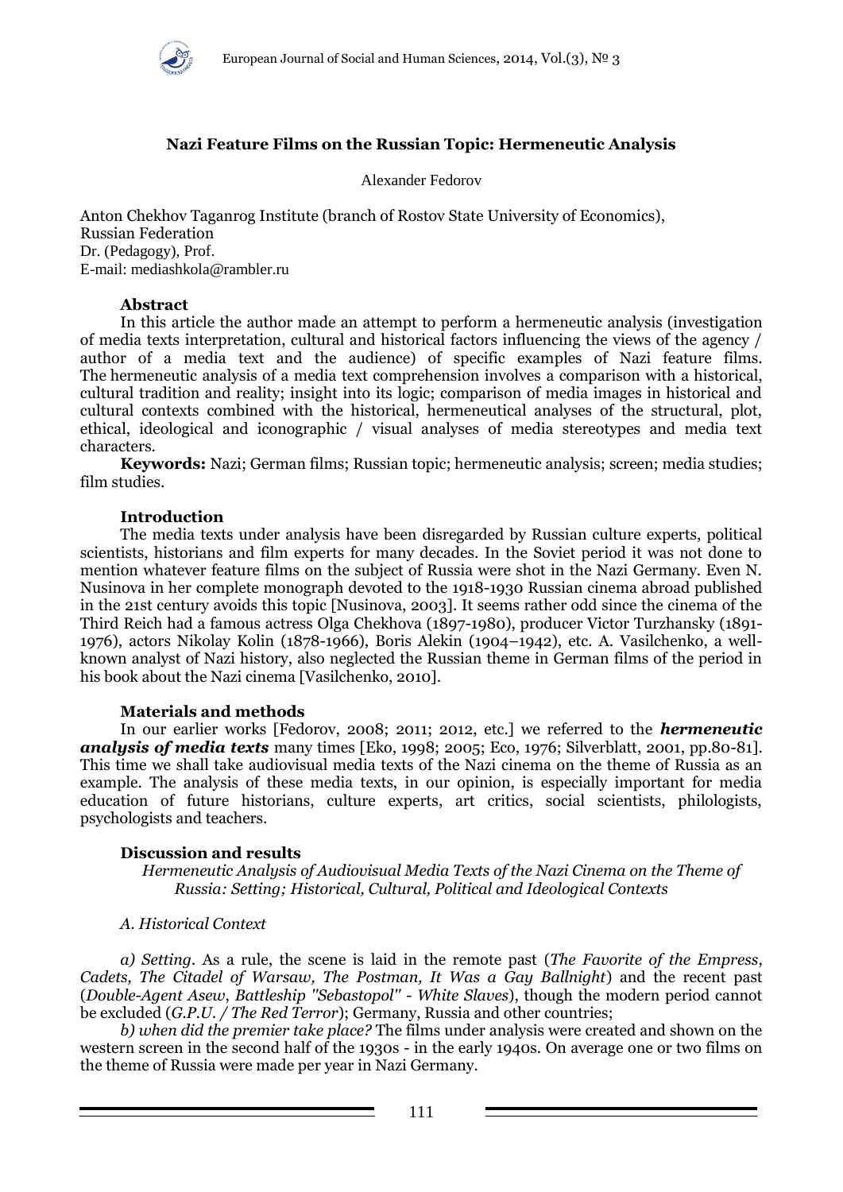# Nazi Feature Films on the Russian Topic: Hermeneutic Analysis

Alexander Fedorov

Anton Chekhov Taganrog Institute (branch of Rostov State University of Economics), Russian Federation
Dr. (Pedagogy), Prof.
E-mail: mediashkola@rambler.ru

**Abstract**

In this article the author made an attempt to perform a hermeneutic analysis (investigation of media texts interpretation, cultural and historical factors influencing the views of the agency / author of a media text and the audience) of specific examples of Nazi feature films. The hermeneutic analysis of a media text comprehension involves a comparison with a historical, cultural tradition and reality; insight into its logic; comparison of media images in historical and cultural contexts combined with the historical, hermeneutical analyses of the structural, plot, ethical, ideological and iconographic / visual analyses of media stereotypes and media text characters.

**Keywords:** Nazi; German films; Russian topic; hermeneutic analysis; screen; media studies; film studies.

## Introduction

The media texts under analysis have been disregarded by Russian culture experts, political scientists, historians and film experts for many decades. In the Soviet period it was not done to mention whatever feature films on the subject of Russia were shot in the Nazi Germany. Even N. Nusinova in her complete monograph devoted to the 1918-1930 Russian cinema abroad published in the 21st century avoids this topic [Nusinova, 2003]. It seems rather odd since the cinema of the Third Reich had a famous actress Olga Chekhova (1897-1980), producer Victor Turzhansky (1891-1976), actors Nikolay Kolin (1878-1966), Boris Alekin (1904–1942), etc. A. Vasilchenko, a well-known analyst of Nazi history, also neglected the Russian theme in German films of the period in his book about the Nazi cinema [Vasilchenko, 2010].

## Materials and methods

In our earlier works [Fedorov, 2008; 2011; 2012, etc.] we referred to the ***hermeneutic analysis of media texts*** many times [Eko, 1998; 2005; Eco, 1976; Silverblatt, 2001, pp.80-81]. This time we shall take audiovisual media texts of the Nazi cinema on the theme of Russia as an example. The analysis of these media texts, in our opinion, is especially important for media education of future historians, culture experts, art critics, social scientists, philologists, psychologists and teachers.

## Discussion and results

*Hermeneutic Analysis of Audiovisual Media Texts of the Nazi Cinema on the Theme of Russia: Setting; Historical, Cultural, Political and Ideological Contexts*

*A. Historical Context*

*a) Setting*. As a rule, the scene is laid in the remote past (*The Favorite of the Empress*, *Cadets, The Citadel of Warsaw, The Postman, It Was a Gay Ballnight*) and the recent past (*Double-Agent Asew*, *Battleship "Sebastopol" - White Slaves*), though the modern period cannot be excluded (*G.P.U. / The Red Terror*); Germany, Russia and other countries;

*b) when did the premier take place?* The films under analysis were created and shown on the western screen in the second half of the 1930s - in the early 1940s. On average one or two films on the theme of Russia were made per year in Nazi Germany.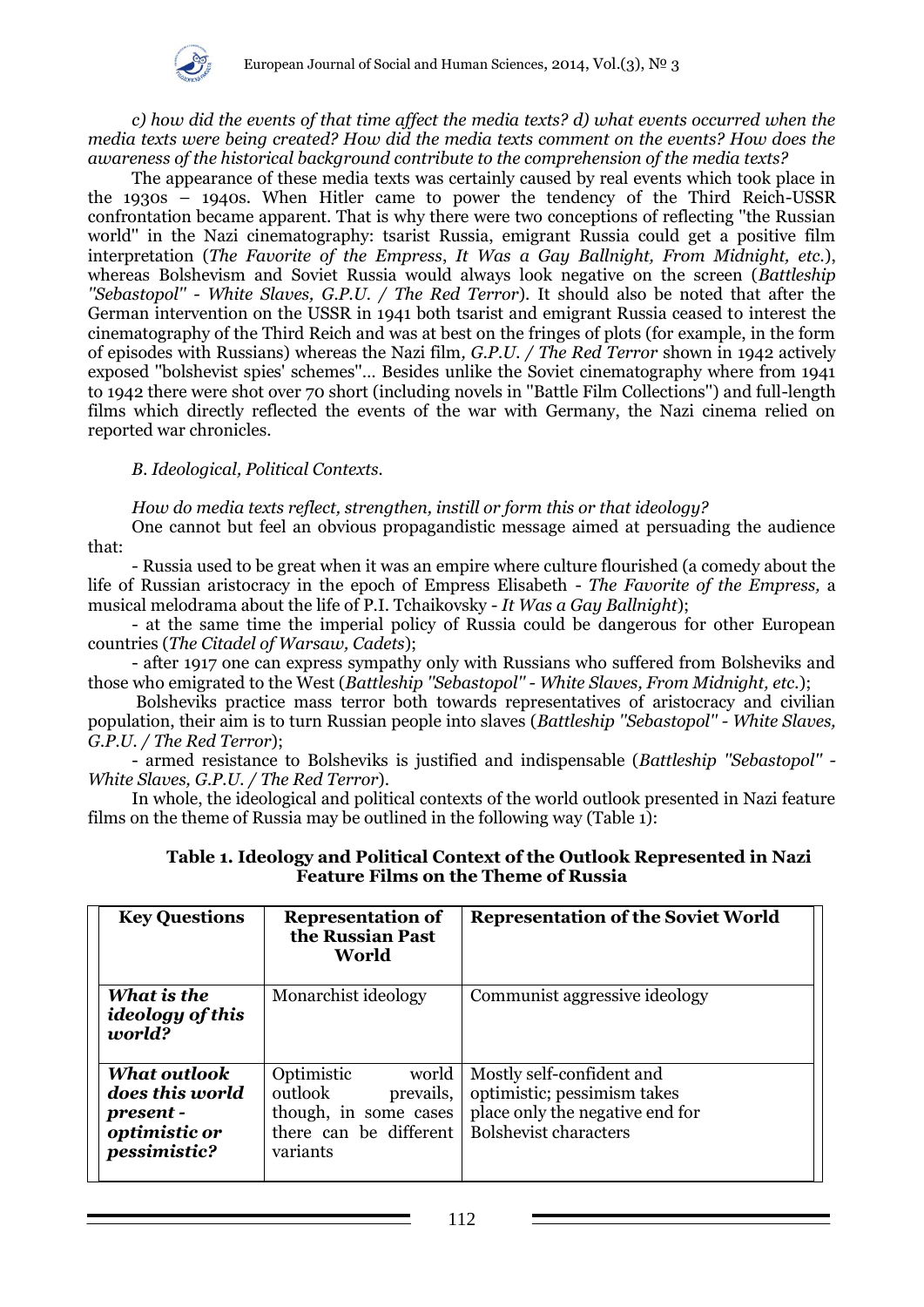*c) how did the events of that time affect the media texts? d) what events occurred when the media texts were being created? How did the media texts comment on the events? How does the awareness of the historical background contribute to the comprehension of the media texts?*

The appearance of these media texts was certainly caused by real events which took place in the 1930s – 1940s. When Hitler came to power the tendency of the Third Reich-USSR confrontation became apparent. That is why there were two conceptions of reflecting "the Russian world" in the Nazi cinematography: tsarist Russia, emigrant Russia could get a positive film interpretation (*The Favorite of the Empress*, *It Was a Gay Ballnight, From Midnight, etc.*), whereas Bolshevism and Soviet Russia would always look negative on the screen (*Battleship "Sebastopol" - White Slaves, G.P.U. / The Red Terror*). It should also be noted that after the German intervention on the USSR in 1941 both tsarist and emigrant Russia ceased to interest the cinematography of the Third Reich and was at best on the fringes of plots (for example, in the form of episodes with Russians) whereas the Nazi film*, G.P.U. / The Red Terror* shown in 1942 actively exposed "bolshevist spies' schemes"... Besides unlike the Soviet cinematography where from 1941 to 1942 there were shot over 70 short (including novels in "Battle Film Collections") and full-length films which directly reflected the events of the war with Germany, the Nazi cinema relied on reported war chronicles.

*B. Ideological, Political Contexts.*

*How do media texts reflect, strengthen, instill or form this or that ideology?*

One cannot but feel an obvious propagandistic message aimed at persuading the audience that:

- Russia used to be great when it was an empire where culture flourished (a comedy about the life of Russian aristocracy in the epoch of Empress Elisabeth - *The Favorite of the Empress,* a musical melodrama about the life of P.I. Tchaikovsky - *It Was a Gay Ballnight*);
- at the same time the imperial policy of Russia could be dangerous for other European countries (*The Citadel of Warsaw, Cadets*);
- after 1917 one can express sympathy only with Russians who suffered from Bolsheviks and those who emigrated to the West (*Battleship "Sebastopol" - White Slaves, From Midnight, etc.*);

Bolsheviks practice mass terror both towards representatives of aristocracy and civilian population, their aim is to turn Russian people into slaves (*Battleship "Sebastopol" - White Slaves, G.P.U. / The Red Terror*);

- armed resistance to Bolsheviks is justified and indispensable (*Battleship "Sebastopol" - White Slaves, G.P.U. / The Red Terror*).

In whole, the ideological and political contexts of the world outlook presented in Nazi feature films on the theme of Russia may be outlined in the following way (Table 1):

**Table 1. Ideology and Political Context of the Outlook Represented in Nazi Feature Films on the Theme of Russia**

| Key Questions | Representation of the Russian Past World | Representation of the Soviet World |
|---|---|---|
| ***What is the ideology of this world?*** | Monarchist ideology | Communist aggressive ideology |
| ***What outlook does this world present - optimistic or pessimistic?*** | Optimistic world outlook prevails, though, in some cases there can be different variants | Mostly self-confident and optimistic; pessimism takes place only the negative end for Bolshevist characters |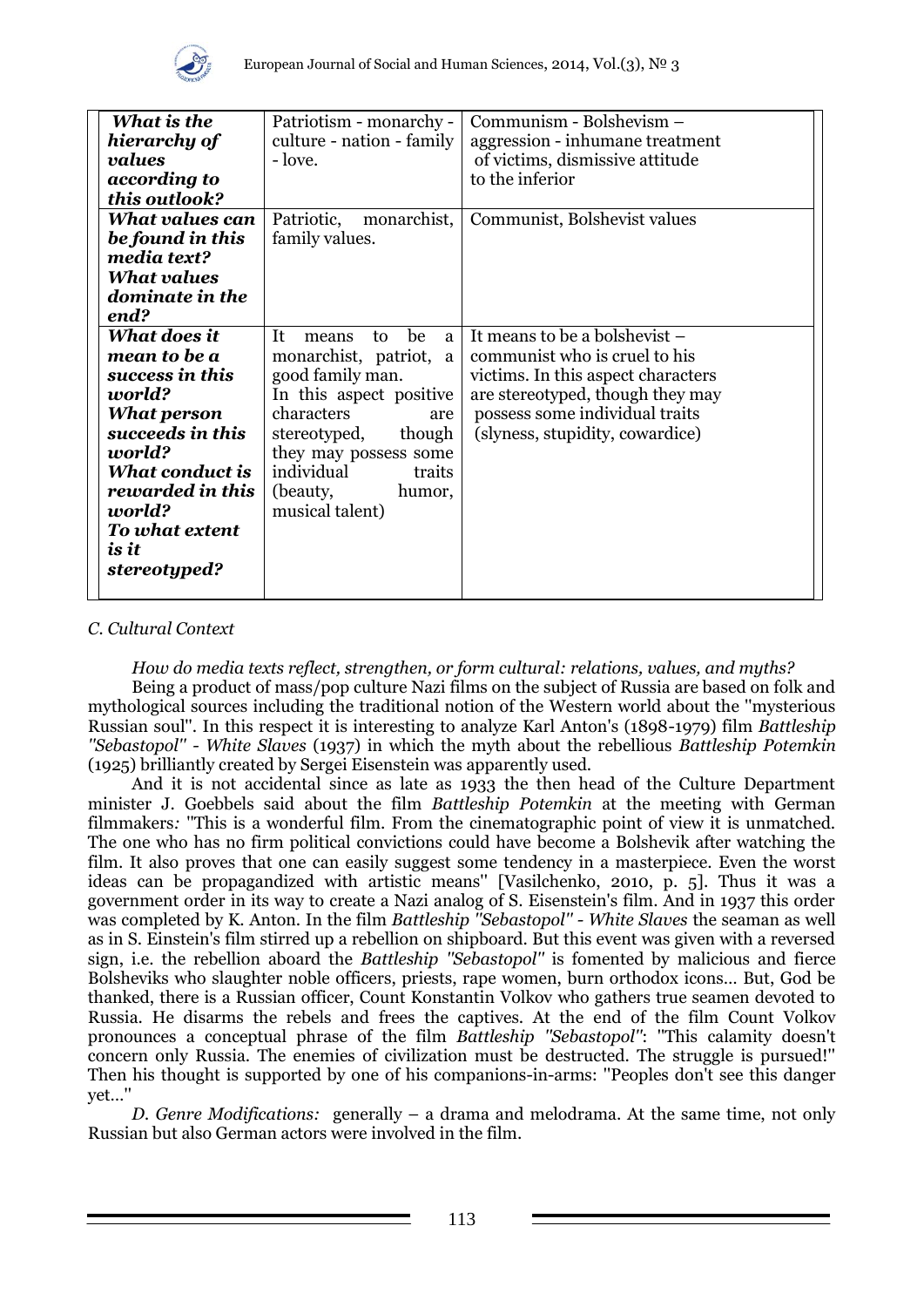| ***What is the hierarchy of values according to this outlook?*** | Patriotism - monarchy - culture - nation - family - love. | Communism - Bolshevism – aggression - inhumane treatment of victims, dismissive attitude to the inferior |
|---|---|---|
| ***What values can be found in this media text? What values dominate in the end?*** | Patriotic, monarchist, family values. | Communist, Bolshevist values |
| ***What does it mean to be a success in this world? What person succeeds in this world? What conduct is rewarded in this world? To what extent is it stereotyped?*** | It means to be a monarchist, patriot, a good family man. In this aspect positive characters are stereotyped, though they may possess some individual traits (beauty, humor, musical talent) | It means to be a bolshevist – communist who is cruel to his victims. In this aspect characters are stereotyped, though they may possess some individual traits (slyness, stupidity, cowardice) |

*C. Cultural Context*

*How do media texts reflect, strengthen, or form cultural: relations, values, and myths?*

Being a product of mass/pop culture Nazi films on the subject of Russia are based on folk and mythological sources including the traditional notion of the Western world about the "mysterious Russian soul". In this respect it is interesting to analyze Karl Anton's (1898-1979) film *Battleship "Sebastopol" - White Slaves* (1937) in which the myth about the rebellious *Battleship Potemkin* (1925) brilliantly created by Sergei Eisenstein was apparently used.

And it is not accidental since as late as 1933 the then head of the Culture Department minister J. Goebbels said about the film *Battleship Potemkin* at the meeting with German filmmakers*:* "This is a wonderful film. From the cinematographic point of view it is unmatched. The one who has no firm political convictions could have become a Bolshevik after watching the film. It also proves that one can easily suggest some tendency in a masterpiece. Even the worst ideas can be propagandized with artistic means" [Vasilchenko, 2010, p. 5]. Thus it was a government order in its way to create a Nazi analog of S. Eisenstein's film. And in 1937 this order was completed by K. Anton. In the film *Battleship "Sebastopol" - White Slaves* the seaman as well as in S. Einstein's film stirred up a rebellion on shipboard. But this event was given with a reversed sign, i.e. the rebellion aboard the *Battleship "Sebastopol"* is fomented by malicious and fierce Bolsheviks who slaughter noble officers, priests, rape women, burn orthodox icons... But, God be thanked, there is a Russian officer, Count Konstantin Volkov who gathers true seamen devoted to Russia. He disarms the rebels and frees the captives. At the end of the film Count Volkov pronounces a conceptual phrase of the film *Battleship "Sebastopol"*: "This calamity doesn't concern only Russia. The enemies of civilization must be destructed. The struggle is pursued!" Then his thought is supported by one of his companions-in-arms: "Peoples don't see this danger yet..."

*D. Genre Modifications:* generally – a drama and melodrama. At the same time, not only Russian but also German actors were involved in the film.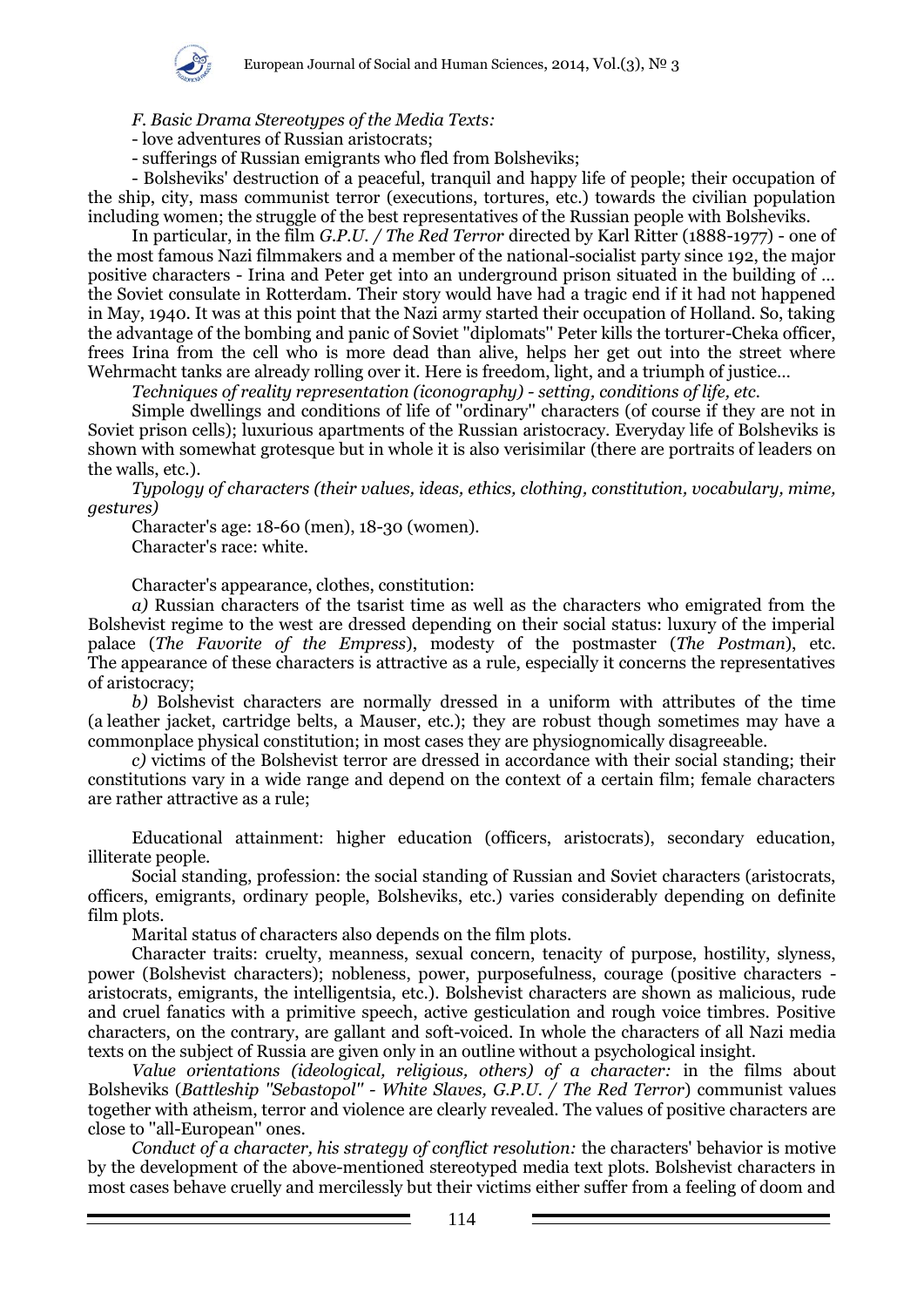*F. Basic Drama Stereotypes of the Media Texts:*

- love adventures of Russian aristocrats;
- sufferings of Russian emigrants who fled from Bolsheviks;
- Bolsheviks' destruction of a peaceful, tranquil and happy life of people; their occupation of the ship, city, mass communist terror (executions, tortures, etc.) towards the civilian population including women; the struggle of the best representatives of the Russian people with Bolsheviks.

In particular, in the film *G.P.U. / The Red Terror* directed by Karl Ritter (1888-1977) - one of the most famous Nazi filmmakers and a member of the national-socialist party since 192, the major positive characters - Irina and Peter get into an underground prison situated in the building of … the Soviet consulate in Rotterdam. Their story would have had a tragic end if it had not happened in May, 1940. It was at this point that the Nazi army started their occupation of Holland. So, taking the advantage of the bombing and panic of Soviet "diplomats" Peter kills the torturer-Cheka officer, frees Irina from the cell who is more dead than alive, helps her get out into the street where Wehrmacht tanks are already rolling over it. Here is freedom, light, and a triumph of justice…

*Techniques of reality representation (iconography) - setting, conditions of life, etc.*

Simple dwellings and conditions of life of "ordinary" characters (of course if they are not in Soviet prison cells); luxurious apartments of the Russian aristocracy. Everyday life of Bolsheviks is shown with somewhat grotesque but in whole it is also verisimilar (there are portraits of leaders on the walls, etc.).

*Typology of characters (their values, ideas, ethics, clothing, constitution, vocabulary, mime, gestures)*

Character's age: 18-60 (men), 18-30 (women).

Character's race: white.

Character's appearance, clothes, constitution:

*a)* Russian characters of the tsarist time as well as the characters who emigrated from the Bolshevist regime to the west are dressed depending on their social status: luxury of the imperial palace (*The Favorite of the Empress*), modesty of the postmaster (*The Postman*), etc. The appearance of these characters is attractive as a rule, especially it concerns the representatives of aristocracy;

*b)* Bolshevist characters are normally dressed in a uniform with attributes of the time (a leather jacket, cartridge belts, a Mauser, etc.); they are robust though sometimes may have a commonplace physical constitution; in most cases they are physiognomically disagreeable.

*c)* victims of the Bolshevist terror are dressed in accordance with their social standing; their constitutions vary in a wide range and depend on the context of a certain film; female characters are rather attractive as a rule;

Educational attainment: higher education (officers, aristocrats), secondary education, illiterate people.

Social standing, profession: the social standing of Russian and Soviet characters (aristocrats, officers, emigrants, ordinary people, Bolsheviks, etc.) varies considerably depending on definite film plots.

Marital status of characters also depends on the film plots.

Character traits: cruelty, meanness, sexual concern, tenacity of purpose, hostility, slyness, power (Bolshevist characters); nobleness, power, purposefulness, courage (positive characters - aristocrats, emigrants, the intelligentsia, etc.). Bolshevist characters are shown as malicious, rude and cruel fanatics with a primitive speech, active gesticulation and rough voice timbres. Positive characters, on the contrary, are gallant and soft-voiced. In whole the characters of all Nazi media texts on the subject of Russia are given only in an outline without a psychological insight.

*Value orientations (ideological, religious, others) of a character:* in the films about Bolsheviks (*Battleship "Sebastopol" - White Slaves, G.P.U. / The Red Terror*) communist values together with atheism, terror and violence are clearly revealed. The values of positive characters are close to "all-European" ones.

*Conduct of a character, his strategy of conflict resolution:* the characters' behavior is motive by the development of the above-mentioned stereotyped media text plots. Bolshevist characters in most cases behave cruelly and mercilessly but their victims either suffer from a feeling of doom and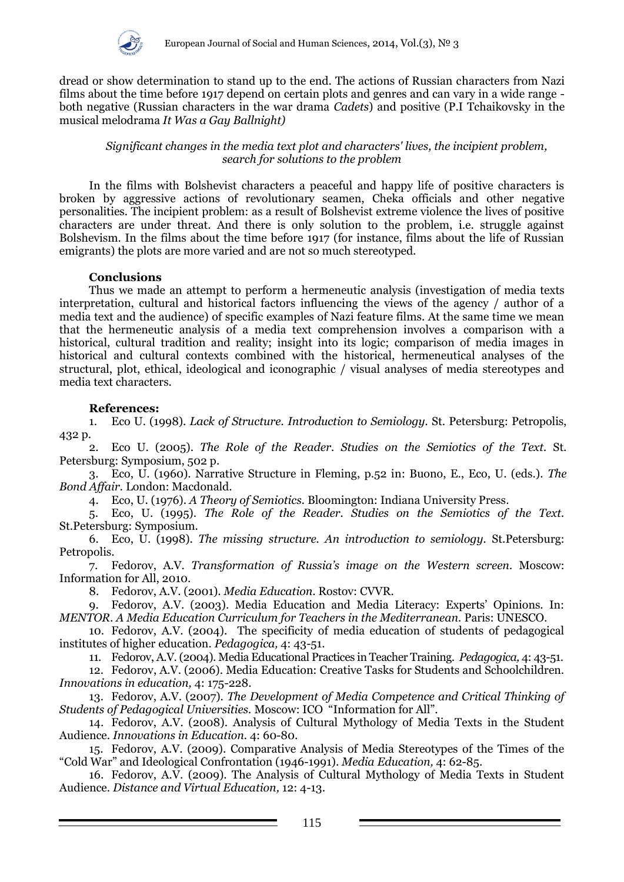dread or show determination to stand up to the end. The actions of Russian characters from Nazi films about the time before 1917 depend on certain plots and genres and can vary in a wide range - both negative (Russian characters in the war drama *Cadets*) and positive (P.I Tchaikovsky in the musical melodrama *It Was a Gay Ballnight)*

*Significant changes in the media text plot and characters' lives, the incipient problem, search for solutions to the problem*

In the films with Bolshevist characters a peaceful and happy life of positive characters is broken by aggressive actions of revolutionary seamen, Cheka officials and other negative personalities. The incipient problem: as a result of Bolshevist extreme violence the lives of positive characters are under threat. And there is only solution to the problem, i.e. struggle against Bolshevism. In the films about the time before 1917 (for instance, films about the life of Russian emigrants) the plots are more varied and are not so much stereotyped.

**Conclusions**

Thus we made an attempt to perform a hermeneutic analysis (investigation of media texts interpretation, cultural and historical factors influencing the views of the agency / author of a media text and the audience) of specific examples of Nazi feature films. At the same time we mean that the hermeneutic analysis of a media text comprehension involves a comparison with a historical, cultural tradition and reality; insight into its logic; comparison of media images in historical and cultural contexts combined with the historical, hermeneutical analyses of the structural, plot, ethical, ideological and iconographic / visual analyses of media stereotypes and media text characters.

**References:**

1. Eco U. (1998). *Lack of Structure. Introduction to Semiology.* St. Petersburg: Petropolis, 432 p.
2. Eco U. (2005). *The Role of the Reader. Studies on the Semiotics of the Text.* St. Petersburg: Symposium, 502 p.
3. Eco, U. (1960). Narrative Structure in Fleming, p.52 in: Buono, E., Eco, U. (eds.). *The Bond Affair.* London: Macdonald.
4. Eco, U. (1976). *A Theory of Semiotics.* Bloomington: Indiana University Press.
5. Eco, U. (1995). *The Role of the Reader. Studies on the Semiotics of the Text.* St.Petersburg: Symposium.
6. Eco, U. (1998). *The missing structure. An introduction to semiology.* St.Petersburg: Petropolis.
7. Fedorov, A.V. *Transformation of Russia's image on the Western screen.* Moscow: Information for All, 2010.
8. Fedorov, A.V. (2001). *Media Education.* Rostov: CVVR.
9. Fedorov, A.V. (2003). Media Education and Media Literacy: Experts' Opinions. In: *MENTOR. A Media Education Curriculum for Teachers in the Mediterranean.* Paris: UNESCO.
10. Fedorov, A.V. (2004). The specificity of media education of students of pedagogical institutes of higher education. *Pedagogica,* 4: 43-51.
11. Fedorov, A.V. (2004). Media Educational Practices in Teacher Training. *Pedagogica,* 4: 43-51.
12. Fedorov, A.V. (2006). Media Education: Creative Tasks for Students and Schoolchildren. *Innovations in education,* 4: 175-228.
13. Fedorov, A.V. (2007). *The Development of Media Competence and Critical Thinking of Students of Pedagogical Universities.* Moscow: ICO "Information for All".
14. Fedorov, A.V. (2008). Analysis of Cultural Mythology of Media Texts in the Student Audience. *Innovations in Education.* 4: 60-80.
15. Fedorov, A.V. (2009). Comparative Analysis of Media Stereotypes of the Times of the "Cold War" and Ideological Confrontation (1946-1991). *Media Education,* 4: 62-85.
16. Fedorov, A.V. (2009). The Analysis of Cultural Mythology of Media Texts in Student Audience. *Distance and Virtual Education,* 12: 4-13.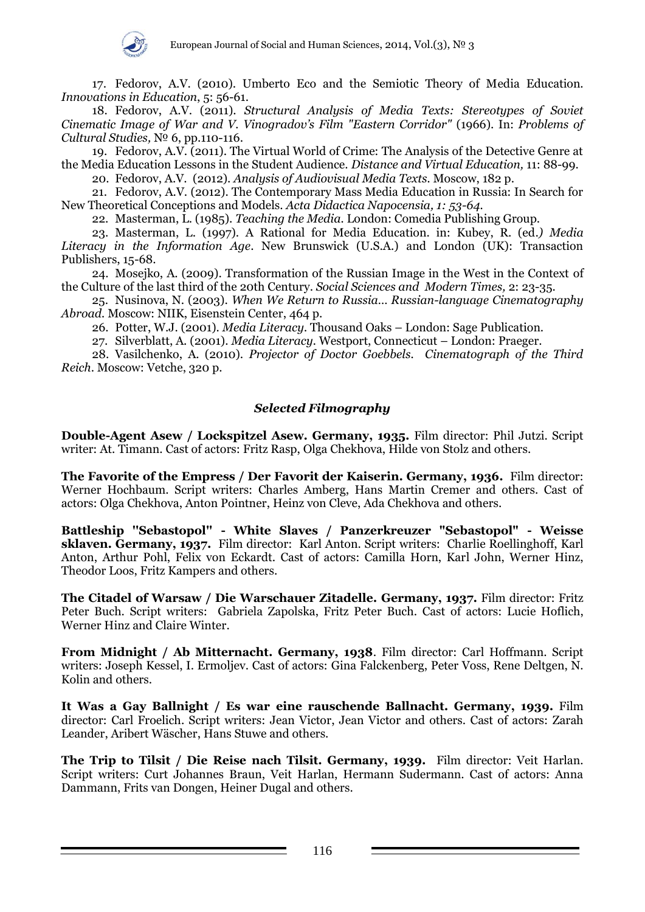17. Fedorov, A.V. (2010). Umberto Eco and the Semiotic Theory of Media Education. *Innovations in Education*, 5: 56-61.

18. Fedorov, A.V. (2011). *Structural Analysis of Media Texts: Stereotypes of Soviet Cinematic Image of War and V. Vinogradov's Film "Eastern Corridor"* (1966). In: *Problems of Cultural Studies,* № 6, pp.110-116.

19. Fedorov, A.V. (2011). The Virtual World of Crime: The Analysis of the Detective Genre at the Media Education Lessons in the Student Audience. *Distance and Virtual Education,* 11: 88-99.

20. Fedorov, A.V. (2012). *Analysis of Audiovisual Media Texts*. Moscow, 182 p.

21. Fedorov, A.V. (2012). The Contemporary Mass Media Education in Russia: In Search for New Theoretical Conceptions and Models. *Acta Didactica Napocensia, 1: 53-64.*

22. Masterman, L. (1985). *Teaching the Media*. London: Comedia Publishing Group.

23. Masterman, L. (1997). A Rational for Media Education. in: Kubey, R. (ed.*) Media Literacy in the Information Age*. New Brunswick (U.S.A.) and London (UK): Transaction Publishers, 15-68.

24. Mosejko, A. (2009). Transformation of the Russian Image in the West in the Context of the Culture of the last third of the 20th Century. *Social Sciences and Modern Times,* 2: 23-35.

25. Nusinova, N. (2003). *When We Return to Russia… Russian-language Cinematography Abroad*. Moscow: NIIK, Eisenstein Center, 464 p.

26. Potter, W.J. (2001). *Media Literacy*. Thousand Oaks – London: Sage Publication.

27. Silverblatt, A. (2001). *Media Literacy*. Westport, Connecticut – London: Praeger.

28. Vasilchenko, A. (2010). *Projector of Doctor Goebbels. Cinematograph of the Third Reich*. Moscow: Vetche, 320 p.

### *Selected Filmography*

**Double-Agent Asew / Lockspitzel Asew. Germany, 1935.** Film director: Phil Jutzi. Script writer: At. Timann. Cast of actors: Fritz Rasp, Olga Chekhova, Hilde von Stolz and others.

**The Favorite of the Empress / Der Favorit der Kaiserin. Germany, 1936.** Film director: Werner Hochbaum. Script writers: Charles Amberg, Hans Martin Cremer and others. Cast of actors: Olga Chekhova, Anton Pointner, Heinz von Cleve, Ada Chekhova and others.

**Battleship "Sebastopol" - White Slaves / Panzerkreuzer "Sebastopol" - Weisse sklaven. Germany, 1937.** Film director: Karl Anton. Script writers: Charlie Roellinghoff, Karl Anton, Arthur Pohl, Felix von Eckardt. Cast of actors: Camilla Horn, Karl John, Werner Hinz, Theodor Loos, Fritz Kampers and others.

**The Citadel of Warsaw / Die Warschauer Zitadelle. Germany, 1937.** Film director: Fritz Peter Buch. Script writers: Gabriela Zapolska, Fritz Peter Buch. Cast of actors: Lucie Hoflich, Werner Hinz and Claire Winter.

**From Midnight / Ab Mitternacht. Germany, 1938**. Film director: Carl Hoffmann. Script writers: Joseph Kessel, I. Ermoljev. Cast of actors: Gina Falckenberg, Peter Voss, Rene Deltgen, N. Kolin and others.

**It Was a Gay Ballnight / Es war eine rauschende Ballnacht. Germany, 1939.** Film director: Carl Froelich. Script writers: Jean Victor, Jean Victor and others. Cast of actors: Zarah Leander, Aribert Wäscher, Hans Stuwe and others.

**The Trip to Tilsit / Die Reise nach Tilsit. Germany, 1939.** Film director: Veit Harlan. Script writers: Curt Johannes Braun, Veit Harlan, Hermann Sudermann. Cast of actors: Anna Dammann, Frits van Dongen, Heiner Dugal and others.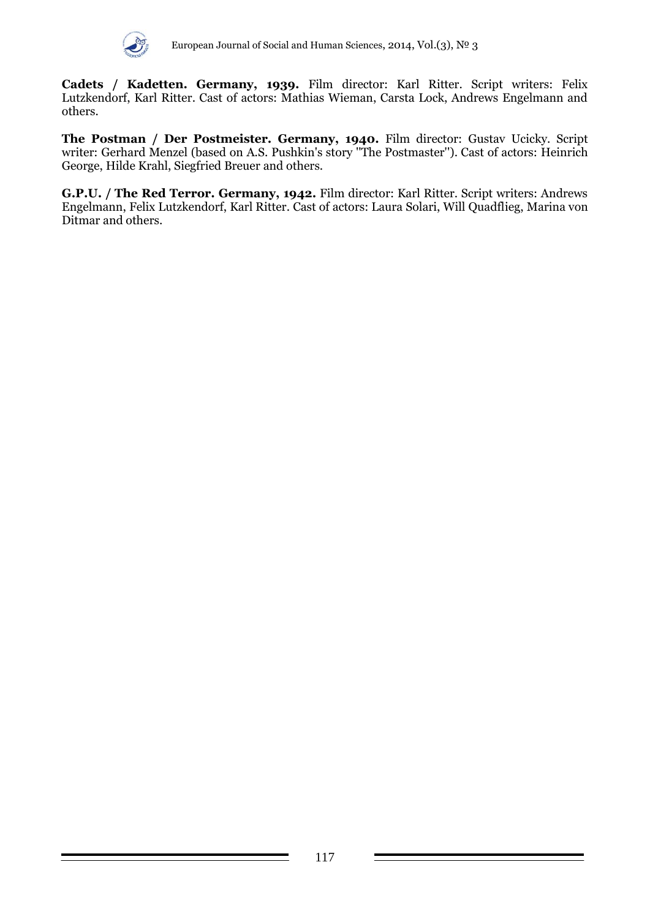**Cadets / Kadetten. Germany, 1939.** Film director: Karl Ritter. Script writers: Felix Lutzkendorf, Karl Ritter. Cast of actors: Mathias Wieman, Carsta Lock, Andrews Engelmann and others.

**The Postman / Der Postmeister. Germany, 1940.** Film director: Gustav Ucicky. Script writer: Gerhard Menzel (based on A.S. Pushkin's story "The Postmaster"). Cast of actors: Heinrich George, Hilde Krahl, Siegfried Breuer and others.

**G.P.U. / The Red Terror. Germany, 1942.** Film director: Karl Ritter. Script writers: Andrews Engelmann, Felix Lutzkendorf, Karl Ritter. Cast of actors: Laura Solari, Will Quadflieg, Marina von Ditmar and others.